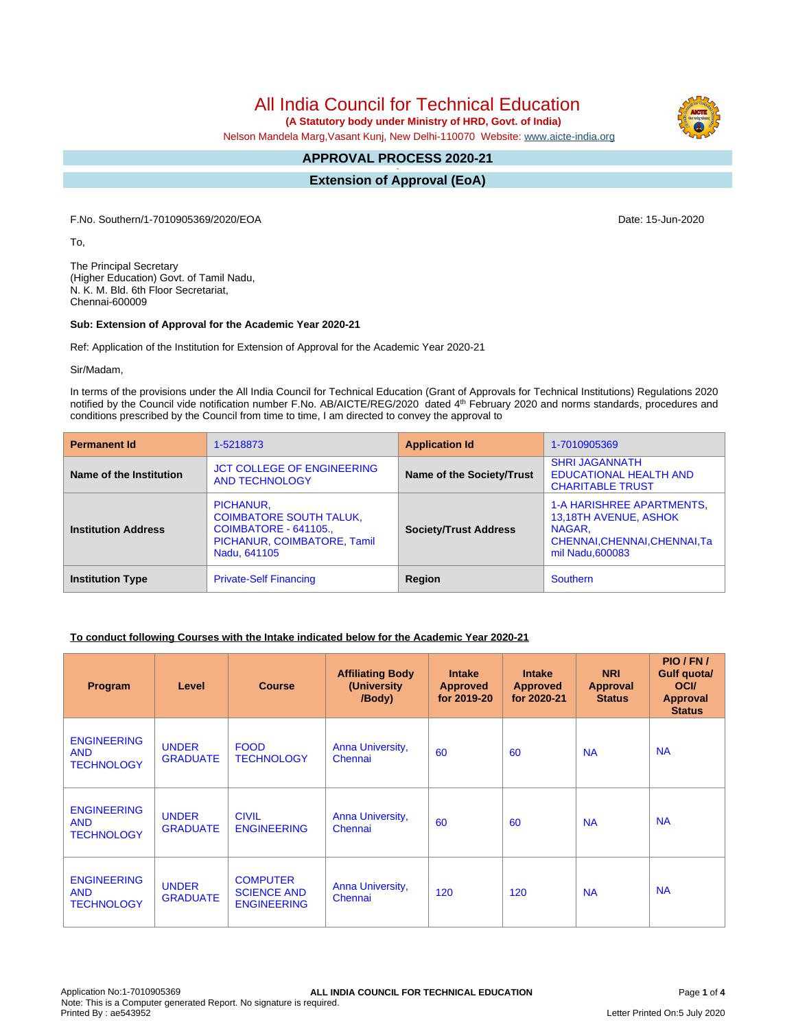# All India Council for Technical Education

**(A Statutory body under Ministry of HRD, Govt. of India)**

Nelson Mandela Marg,Vasant Kunj, New Delhi-110070 Website: www.aicte-india.org

## APPROVAL PROCESS 2020-21

## Extension of Approval (EoA)

F.No. Southern/1-7010905369/2020/EOA

Date: 15-Jun-2020

To,

The Principal Secretary
(Higher Education) Govt. of Tamil Nadu,
N. K. M. Bld. 6th Floor Secretariat,
Chennai-600009

**Sub: Extension of Approval for the Academic Year 2020-21**

Ref: Application of the Institution for Extension of Approval for the Academic Year 2020-21

Sir/Madam,

In terms of the provisions under the All India Council for Technical Education (Grant of Approvals for Technical Institutions) Regulations 2020 notified by the Council vide notification number F.No. AB/AICTE/REG/2020 dated 4th February 2020 and norms standards, procedures and conditions prescribed by the Council from time to time, I am directed to convey the approval to

| **Permanent Id** | 1-5218873 | **Application Id** | 1-7010905369 |
|---|---|---|---|
| **Name of the Institution** | JCT COLLEGE OF ENGINEERING AND TECHNOLOGY | **Name of the Society/Trust** | SHRI JAGANNATH EDUCATIONAL HEALTH AND CHARITABLE TRUST |
| **Institution Address** | PICHANUR, COIMBATORE SOUTH TALUK, COIMBATORE - 641105., PICHANUR, COIMBATORE, Tamil Nadu, 641105 | **Society/Trust Address** | 1-A HARISHREE APARTMENTS, 13,18TH AVENUE, ASHOK NAGAR, CHENNAI,CHENNAI,CHENNAI,Tamil Nadu,600083 |
| **Institution Type** | Private-Self Financing | **Region** | Southern |

**To conduct following Courses with the Intake indicated below for the Academic Year 2020-21**

| Program | Level | Course | Affiliating Body (University /Body) | Intake Approved for 2019-20 | Intake Approved for 2020-21 | NRI Approval Status | PIO / FN / Gulf quota/ OCI/ Approval Status |
|---|---|---|---|---|---|---|---|
| ENGINEERING AND TECHNOLOGY | UNDER GRADUATE | FOOD TECHNOLOGY | Anna University, Chennai | 60 | 60 | NA | NA |
| ENGINEERING AND TECHNOLOGY | UNDER GRADUATE | CIVIL ENGINEERING | Anna University, Chennai | 60 | 60 | NA | NA |
| ENGINEERING AND TECHNOLOGY | UNDER GRADUATE | COMPUTER SCIENCE AND ENGINEERING | Anna University, Chennai | 120 | 120 | NA | NA |

Application No:1-7010905369
Note: This is a Computer generated Report. No signature is required.
Printed By : ae543952

Letter Printed On:5 July 2020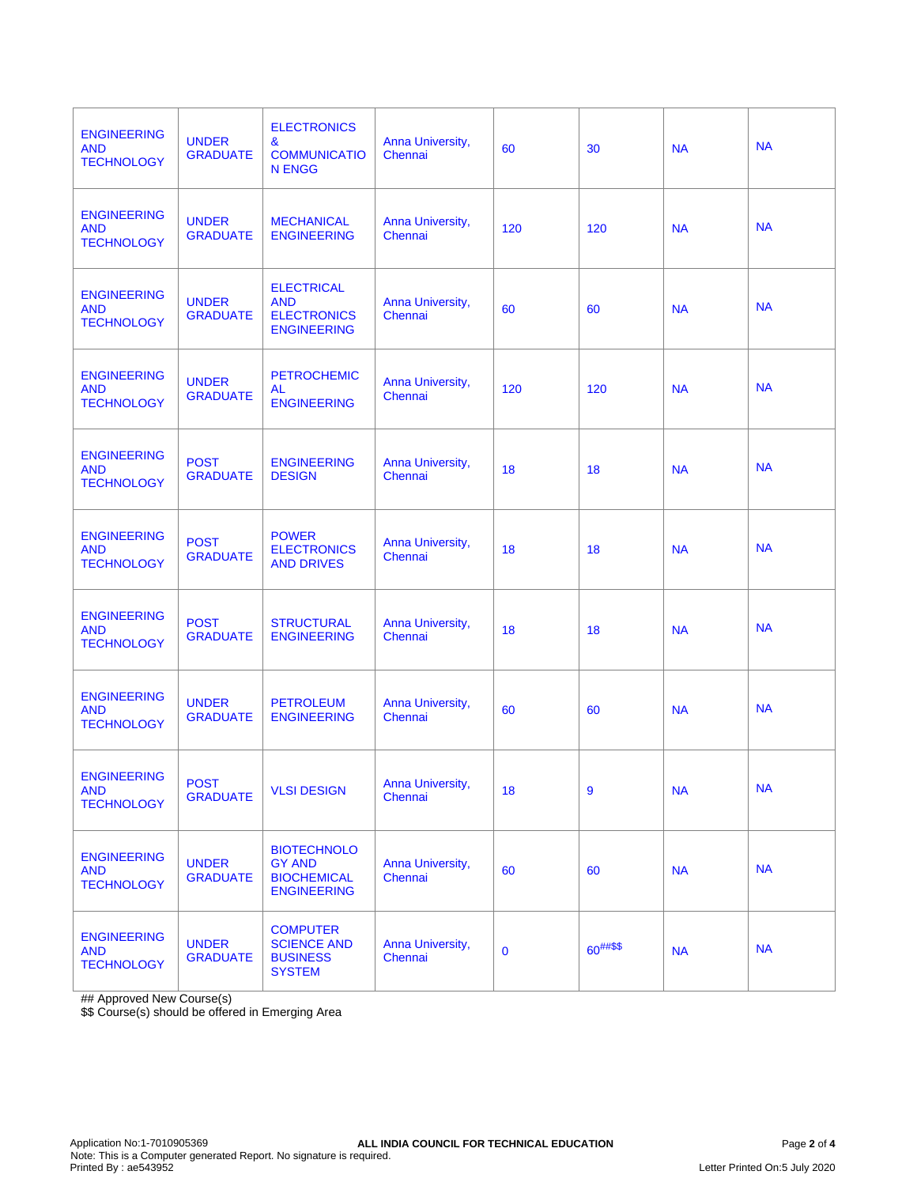| | | | | | | | |
|---|---|---|---|---|---|---|---|
| ENGINEERING AND TECHNOLOGY | UNDER GRADUATE | ELECTRONICS & COMMUNICATION ENGG | Anna University, Chennai | 60 | 30 | NA | NA |
| ENGINEERING AND TECHNOLOGY | UNDER GRADUATE | MECHANICAL ENGINEERING | Anna University, Chennai | 120 | 120 | NA | NA |
| ENGINEERING AND TECHNOLOGY | UNDER GRADUATE | ELECTRICAL AND ELECTRONICS ENGINEERING | Anna University, Chennai | 60 | 60 | NA | NA |
| ENGINEERING AND TECHNOLOGY | UNDER GRADUATE | PETROCHEMICAL ENGINEERING | Anna University, Chennai | 120 | 120 | NA | NA |
| ENGINEERING AND TECHNOLOGY | POST GRADUATE | ENGINEERING DESIGN | Anna University, Chennai | 18 | 18 | NA | NA |
| ENGINEERING AND TECHNOLOGY | POST GRADUATE | POWER ELECTRONICS AND DRIVES | Anna University, Chennai | 18 | 18 | NA | NA |
| ENGINEERING AND TECHNOLOGY | POST GRADUATE | STRUCTURAL ENGINEERING | Anna University, Chennai | 18 | 18 | NA | NA |
| ENGINEERING AND TECHNOLOGY | UNDER GRADUATE | PETROLEUM ENGINEERING | Anna University, Chennai | 60 | 60 | NA | NA |
| ENGINEERING AND TECHNOLOGY | POST GRADUATE | VLSI DESIGN | Anna University, Chennai | 18 | 9 | NA | NA |
| ENGINEERING AND TECHNOLOGY | UNDER GRADUATE | BIOTECHNOLOGY AND BIOCHEMICAL ENGINEERING | Anna University, Chennai | 60 | 60 | NA | NA |
| ENGINEERING AND TECHNOLOGY | UNDER GRADUATE | COMPUTER SCIENCE AND BUSINESS SYSTEM | Anna University, Chennai | 0 | 60##$$ | NA | NA |

## Approved New Course(s)
$$ Course(s) should be offered in Emerging Area

Application No:1-7010905369
Note: This is a Computer generated Report. No signature is required.
Printed By : ae543952

**ALL INDIA COUNCIL FOR TECHNICAL EDUCATION**

Letter Printed On:5 July 2020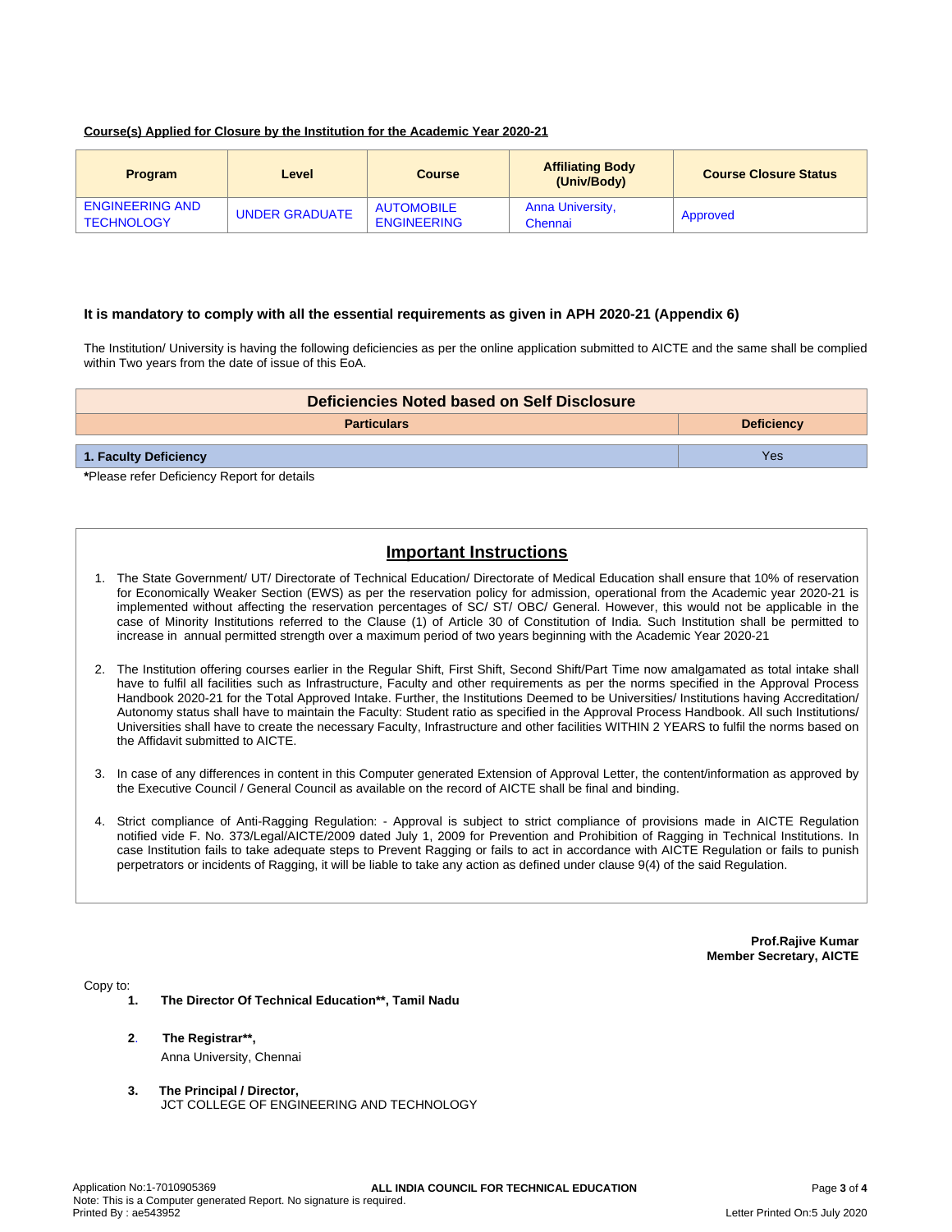**Course(s) Applied for Closure by the Institution for the Academic Year 2020-21**

| Program | Level | Course | Affiliating Body (Univ/Body) | Course Closure Status |
|---|---|---|---|---|
| ENGINEERING AND TECHNOLOGY | UNDER GRADUATE | AUTOMOBILE ENGINEERING | Anna University, Chennai | Approved |

**It is mandatory to comply with all the essential requirements as given in APH 2020-21 (Appendix 6)**

The Institution/ University is having the following deficiencies as per the online application submitted to AICTE and the same shall be complied within Two years from the date of issue of this EoA.

| Deficiencies Noted based on Self Disclosure | |
|---|---|
| **Particulars** | **Deficiency** |
| **1. Faculty Deficiency** | Yes |

**\***Please refer Deficiency Report for details

## Important Instructions

1. The State Government/ UT/ Directorate of Technical Education/ Directorate of Medical Education shall ensure that 10% of reservation for Economically Weaker Section (EWS) as per the reservation policy for admission, operational from the Academic year 2020-21 is implemented without affecting the reservation percentages of SC/ ST/ OBC/ General. However, this would not be applicable in the case of Minority Institutions referred to the Clause (1) of Article 30 of Constitution of India. Such Institution shall be permitted to increase in annual permitted strength over a maximum period of two years beginning with the Academic Year 2020-21

2. The Institution offering courses earlier in the Regular Shift, First Shift, Second Shift/Part Time now amalgamated as total intake shall have to fulfil all facilities such as Infrastructure, Faculty and other requirements as per the norms specified in the Approval Process Handbook 2020-21 for the Total Approved Intake. Further, the Institutions Deemed to be Universities/ Institutions having Accreditation/ Autonomy status shall have to maintain the Faculty: Student ratio as specified in the Approval Process Handbook. All such Institutions/ Universities shall have to create the necessary Faculty, Infrastructure and other facilities WITHIN 2 YEARS to fulfil the norms based on the Affidavit submitted to AICTE.

3. In case of any differences in content in this Computer generated Extension of Approval Letter, the content/information as approved by the Executive Council / General Council as available on the record of AICTE shall be final and binding.

4. Strict compliance of Anti-Ragging Regulation: - Approval is subject to strict compliance of provisions made in AICTE Regulation notified vide F. No. 373/Legal/AICTE/2009 dated July 1, 2009 for Prevention and Prohibition of Ragging in Technical Institutions. In case Institution fails to take adequate steps to Prevent Ragging or fails to act in accordance with AICTE Regulation or fails to punish perpetrators or incidents of Ragging, it will be liable to take any action as defined under clause 9(4) of the said Regulation.

**Prof.Rajive Kumar**
**Member Secretary, AICTE**

Copy to:

1. **The Director Of Technical Education\*\*, Tamil Nadu**

2. **The Registrar\*\*,**
   Anna University, Chennai

3. **The Principal / Director,**
   JCT COLLEGE OF ENGINEERING AND TECHNOLOGY

Application No:1-7010905369
Note: This is a Computer generated Report. No signature is required.
Printed By : ae543952
Letter Printed On:5 July 2020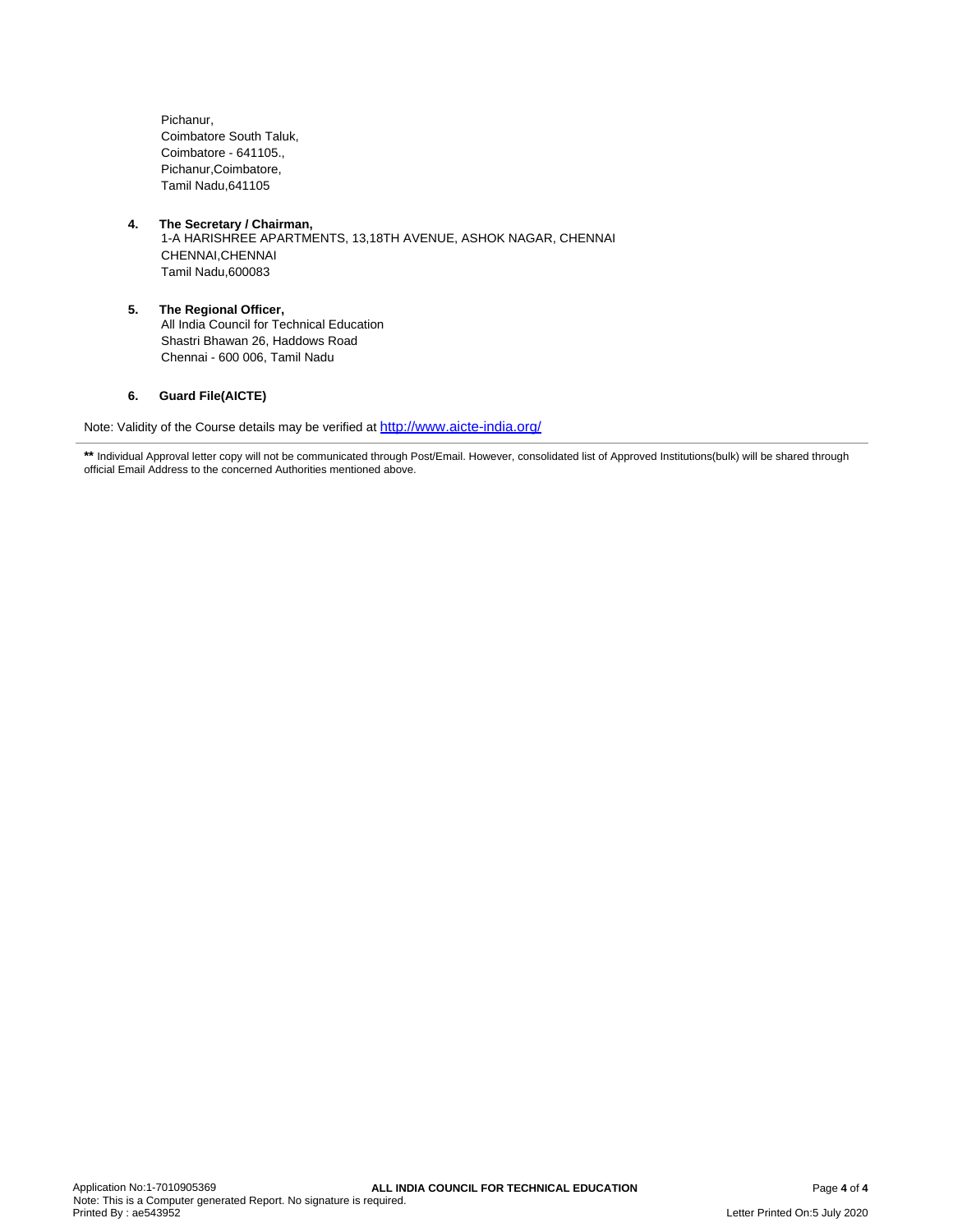Pichanur,
Coimbatore South Taluk,
Coimbatore - 641105.,
Pichanur,Coimbatore,
Tamil Nadu,641105

4. **The Secretary / Chairman,**
   1-A HARISHREE APARTMENTS, 13,18TH AVENUE, ASHOK NAGAR, CHENNAI
   CHENNAI,CHENNAI
   Tamil Nadu,600083

5. **The Regional Officer,**
   All India Council for Technical Education
   Shastri Bhawan 26, Haddows Road
   Chennai - 600 006, Tamil Nadu

6. **Guard File(AICTE)**

Note: Validity of the Course details may be verified at http://www.aicte-india.org/

---

**\*\*** Individual Approval letter copy will not be communicated through Post/Email. However, consolidated list of Approved Institutions(bulk) will be shared through official Email Address to the concerned Authorities mentioned above.